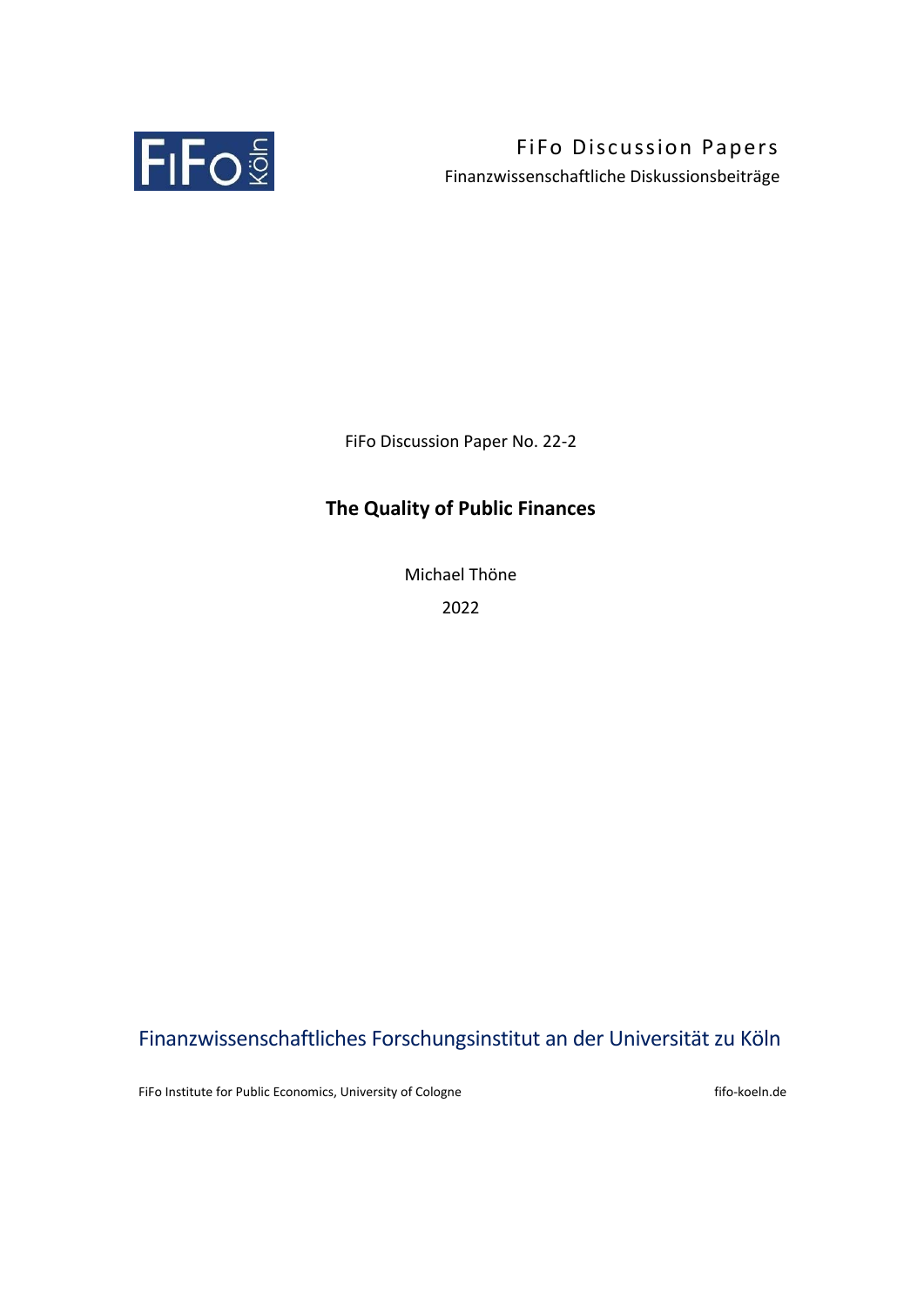FiFo Discussion Papers

Finanzwissenschaftliche Diskussionsbeiträge

FiFo Discussion Paper No. 22-2

# The Quality of Public Finances

Michael Thöne

2022

Finanzwissenschaftliches Forschungsinstitut an der Universität zu Köln

FiFo Institute for Public Economics, University of Cologne

fifo-koeln.de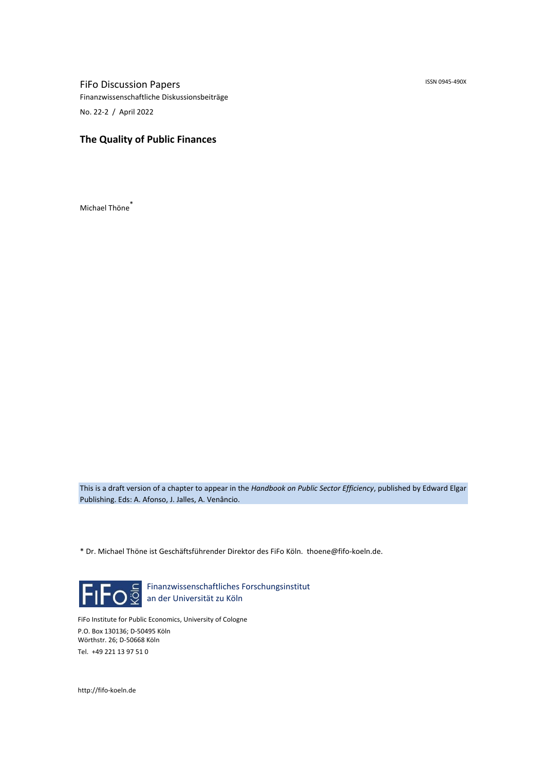FiFo Discussion Papers

ISSN 0945-490X

Finanzwissenschaftliche Diskussionsbeiträge

No. 22-2 / April 2022

# The Quality of Public Finances

Michael Thöne*

This is a draft version of a chapter to appear in the *Handbook on Public Sector Efficiency*, published by Edward Elgar Publishing. Eds: A. Afonso, J. Jalles, A. Venâncio.

* Dr. Michael Thöne ist Geschäftsführender Direktor des FiFo Köln. thoene@fifo-koeln.de.

FiFo Köln

Finanzwissenschaftliches Forschungsinstitut an der Universität zu Köln

FiFo Institute for Public Economics, University of Cologne

P.O. Box 130136; D-50495 Köln

Wörthstr. 26; D-50668 Köln

Tel. +49 221 13 97 51 0

http://fifo-koeln.de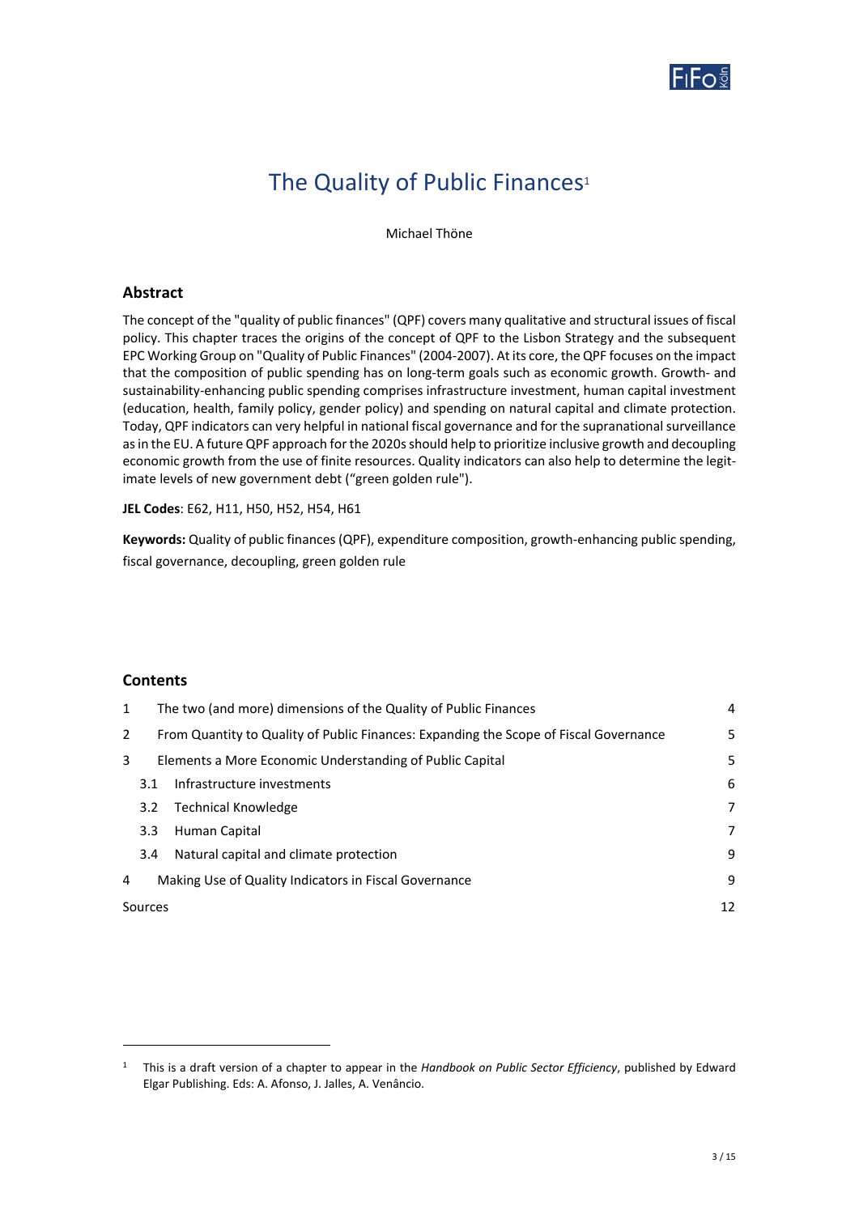# The Quality of Public Finances[1]

Michael Thöne

## Abstract

The concept of the "quality of public finances" (QPF) covers many qualitative and structural issues of fiscal policy. This chapter traces the origins of the concept of QPF to the Lisbon Strategy and the subsequent EPC Working Group on "Quality of Public Finances" (2004-2007). At its core, the QPF focuses on the impact that the composition of public spending has on long-term goals such as economic growth. Growth- and sustainability-enhancing public spending comprises infrastructure investment, human capital investment (education, health, family policy, gender policy) and spending on natural capital and climate protection. Today, QPF indicators can very helpful in national fiscal governance and for the supranational surveillance as in the EU. A future QPF approach for the 2020s should help to prioritize inclusive growth and decoupling economic growth from the use of finite resources. Quality indicators can also help to determine the legitimate levels of new government debt ("green golden rule").

**JEL Codes**: E62, H11, H50, H52, H54, H61

**Keywords:** Quality of public finances (QPF), expenditure composition, growth-enhancing public spending, fiscal governance, decoupling, green golden rule

## Contents

| | | |
|---|---|---|
| 1 | The two (and more) dimensions of the Quality of Public Finances | 4 |
| 2 | From Quantity to Quality of Public Finances: Expanding the Scope of Fiscal Governance | 5 |
| 3 | Elements a More Economic Understanding of Public Capital | 5 |
| 3.1 | Infrastructure investments | 6 |
| 3.2 | Technical Knowledge | 7 |
| 3.3 | Human Capital | 7 |
| 3.4 | Natural capital and climate protection | 9 |
| 4 | Making Use of Quality Indicators in Fiscal Governance | 9 |
| Sources | | 12 |

[1] This is a draft version of a chapter to appear in the *Handbook on Public Sector Efficiency*, published by Edward Elgar Publishing. Eds: A. Afonso, J. Jalles, A. Venâncio.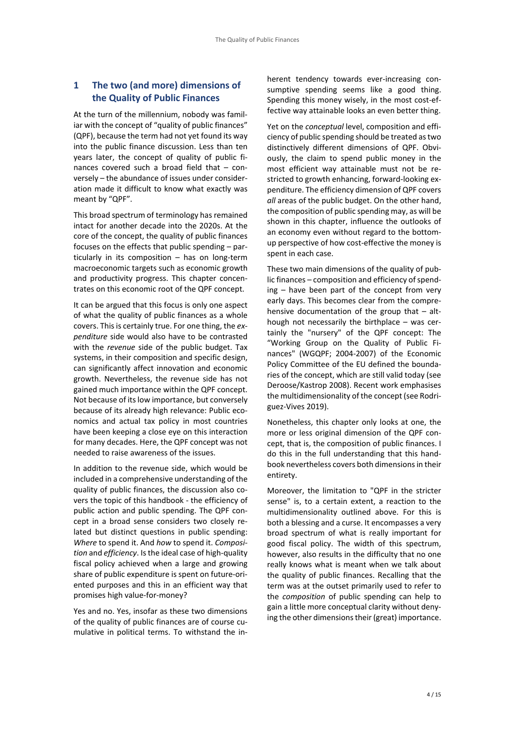## 1 The two (and more) dimensions of the Quality of Public Finances

At the turn of the millennium, nobody was familiar with the concept of "quality of public finances" (QPF), because the term had not yet found its way into the public finance discussion. Less than ten years later, the concept of quality of public finances covered such a broad field that – conversely – the abundance of issues under consideration made it difficult to know what exactly was meant by "QPF".

This broad spectrum of terminology has remained intact for another decade into the 2020s. At the core of the concept, the quality of public finances focuses on the effects that public spending – particularly in its composition – has on long-term macroeconomic targets such as economic growth and productivity progress. This chapter concentrates on this economic root of the QPF concept.

It can be argued that this focus is only one aspect of what the quality of public finances as a whole covers. This is certainly true. For one thing, the *expenditure* side would also have to be contrasted with the *revenue* side of the public budget. Tax systems, in their composition and specific design, can significantly affect innovation and economic growth. Nevertheless, the revenue side has not gained much importance within the QPF concept. Not because of its low importance, but conversely because of its already high relevance: Public economics and actual tax policy in most countries have been keeping a close eye on this interaction for many decades. Here, the QPF concept was not needed to raise awareness of the issues.

In addition to the revenue side, which would be included in a comprehensive understanding of the quality of public finances, the discussion also covers the topic of this handbook - the efficiency of public action and public spending. The QPF concept in a broad sense considers two closely related but distinct questions in public spending: *Where* to spend it. And *how* to spend it. *Composition* and *efficiency*. Is the ideal case of high-quality fiscal policy achieved when a large and growing share of public expenditure is spent on future-oriented purposes and this in an efficient way that promises high value-for-money?

Yes and no. Yes, insofar as these two dimensions of the quality of public finances are of course cumulative in political terms. To withstand the inherent tendency towards ever-increasing consumptive spending seems like a good thing. Spending this money wisely, in the most cost-effective way attainable looks an even better thing.

Yet on the *conceptual* level, composition and efficiency of public spending should be treated as two distinctively different dimensions of QPF. Obviously, the claim to spend public money in the most efficient way attainable must not be restricted to growth enhancing, forward-looking expenditure. The efficiency dimension of QPF covers *all* areas of the public budget. On the other hand, the composition of public spending may, as will be shown in this chapter, influence the outlooks of an economy even without regard to the bottom-up perspective of how cost-effective the money is spent in each case.

These two main dimensions of the quality of public finances – composition and efficiency of spending – have been part of the concept from very early days. This becomes clear from the comprehensive documentation of the group that – although not necessarily the birthplace – was certainly the "nursery" of the QPF concept: The "Working Group on the Quality of Public Finances" (WGQPF; 2004-2007) of the Economic Policy Committee of the EU defined the boundaries of the concept, which are still valid today (see Deroose/Kastrop 2008). Recent work emphasises the multidimensionality of the concept (see Rodriguez-Vives 2019).

Nonetheless, this chapter only looks at one, the more or less original dimension of the QPF concept, that is, the composition of public finances. I do this in the full understanding that this handbook nevertheless covers both dimensions in their entirety.

Moreover, the limitation to "QPF in the stricter sense" is, to a certain extent, a reaction to the multidimensionality outlined above. For this is both a blessing and a curse. It encompasses a very broad spectrum of what is really important for good fiscal policy. The width of this spectrum, however, also results in the difficulty that no one really knows what is meant when we talk about the quality of public finances. Recalling that the term was at the outset primarily used to refer to the *composition* of public spending can help to gain a little more conceptual clarity without denying the other dimensions their (great) importance.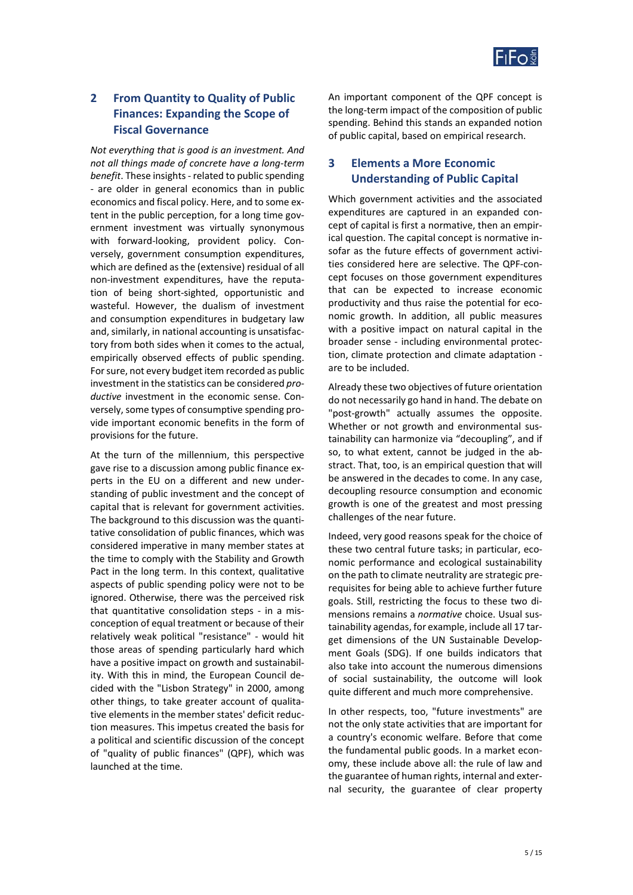## 2 From Quantity to Quality of Public Finances: Expanding the Scope of Fiscal Governance

*Not everything that is good is an investment. And not all things made of concrete have a long-term benefit*. These insights - related to public spending - are older in general economics than in public economics and fiscal policy. Here, and to some extent in the public perception, for a long time government investment was virtually synonymous with forward-looking, provident policy. Conversely, government consumption expenditures, which are defined as the (extensive) residual of all non-investment expenditures, have the reputation of being short-sighted, opportunistic and wasteful. However, the dualism of investment and consumption expenditures in budgetary law and, similarly, in national accounting is unsatisfactory from both sides when it comes to the actual, empirically observed effects of public spending. For sure, not every budget item recorded as public investment in the statistics can be considered *productive* investment in the economic sense. Conversely, some types of consumptive spending provide important economic benefits in the form of provisions for the future.

At the turn of the millennium, this perspective gave rise to a discussion among public finance experts in the EU on a different and new understanding of public investment and the concept of capital that is relevant for government activities. The background to this discussion was the quantitative consolidation of public finances, which was considered imperative in many member states at the time to comply with the Stability and Growth Pact in the long term. In this context, qualitative aspects of public spending policy were not to be ignored. Otherwise, there was the perceived risk that quantitative consolidation steps - in a misconception of equal treatment or because of their relatively weak political "resistance" - would hit those areas of spending particularly hard which have a positive impact on growth and sustainability. With this in mind, the European Council decided with the "Lisbon Strategy" in 2000, among other things, to take greater account of qualitative elements in the member states' deficit reduction measures. This impetus created the basis for a political and scientific discussion of the concept of "quality of public finances" (QPF), which was launched at the time.

An important component of the QPF concept is the long-term impact of the composition of public spending. Behind this stands an expanded notion of public capital, based on empirical research.

## 3 Elements a More Economic Understanding of Public Capital

Which government activities and the associated expenditures are captured in an expanded concept of capital is first a normative, then an empirical question. The capital concept is normative insofar as the future effects of government activities considered here are selective. The QPF-concept focuses on those government expenditures that can be expected to increase economic productivity and thus raise the potential for economic growth. In addition, all public measures with a positive impact on natural capital in the broader sense - including environmental protection, climate protection and climate adaptation - are to be included.

Already these two objectives of future orientation do not necessarily go hand in hand. The debate on "post-growth" actually assumes the opposite. Whether or not growth and environmental sustainability can harmonize via "decoupling", and if so, to what extent, cannot be judged in the abstract. That, too, is an empirical question that will be answered in the decades to come. In any case, decoupling resource consumption and economic growth is one of the greatest and most pressing challenges of the near future.

Indeed, very good reasons speak for the choice of these two central future tasks; in particular, economic performance and ecological sustainability on the path to climate neutrality are strategic prerequisites for being able to achieve further future goals. Still, restricting the focus to these two dimensions remains a *normative* choice. Usual sustainability agendas, for example, include all 17 target dimensions of the UN Sustainable Development Goals (SDG). If one builds indicators that also take into account the numerous dimensions of social sustainability, the outcome will look quite different and much more comprehensive.

In other respects, too, "future investments" are not the only state activities that are important for a country's economic welfare. Before that come the fundamental public goods. In a market economy, these include above all: the rule of law and the guarantee of human rights, internal and external security, the guarantee of clear property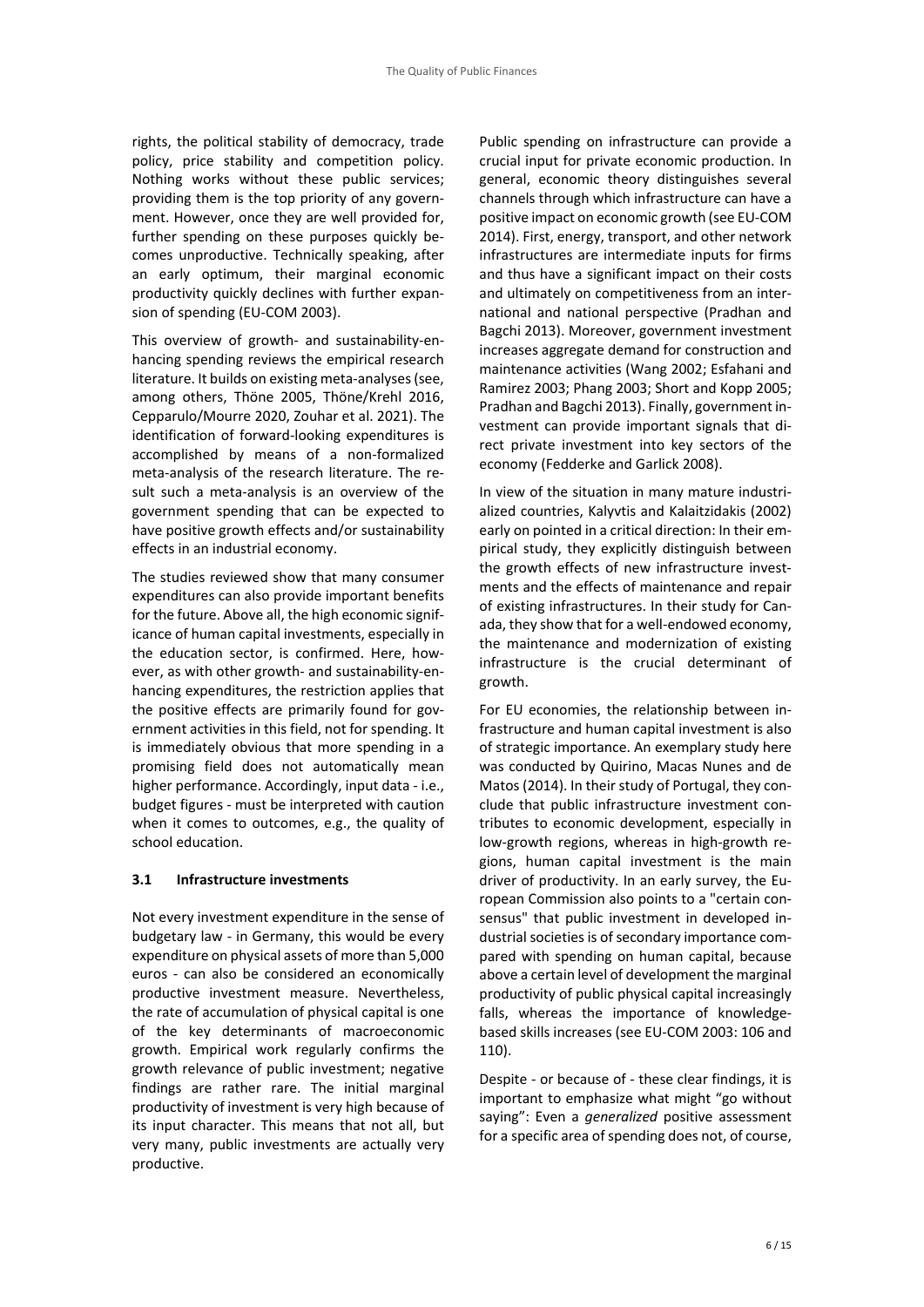rights, the political stability of democracy, trade policy, price stability and competition policy. Nothing works without these public services; providing them is the top priority of any government. However, once they are well provided for, further spending on these purposes quickly becomes unproductive. Technically speaking, after an early optimum, their marginal economic productivity quickly declines with further expansion of spending (EU-COM 2003).

This overview of growth- and sustainability-enhancing spending reviews the empirical research literature. It builds on existing meta-analyses (see, among others, Thöne 2005, Thöne/Krehl 2016, Cepparulo/Mourre 2020, Zouhar et al. 2021). The identification of forward-looking expenditures is accomplished by means of a non-formalized meta-analysis of the research literature. The result such a meta-analysis is an overview of the government spending that can be expected to have positive growth effects and/or sustainability effects in an industrial economy.

The studies reviewed show that many consumer expenditures can also provide important benefits for the future. Above all, the high economic significance of human capital investments, especially in the education sector, is confirmed. Here, however, as with other growth- and sustainability-enhancing expenditures, the restriction applies that the positive effects are primarily found for government activities in this field, not for spending. It is immediately obvious that more spending in a promising field does not automatically mean higher performance. Accordingly, input data - i.e., budget figures - must be interpreted with caution when it comes to outcomes, e.g., the quality of school education.

### 3.1 Infrastructure investments

Not every investment expenditure in the sense of budgetary law - in Germany, this would be every expenditure on physical assets of more than 5,000 euros - can also be considered an economically productive investment measure. Nevertheless, the rate of accumulation of physical capital is one of the key determinants of macroeconomic growth. Empirical work regularly confirms the growth relevance of public investment; negative findings are rather rare. The initial marginal productivity of investment is very high because of its input character. This means that not all, but very many, public investments are actually very productive.

Public spending on infrastructure can provide a crucial input for private economic production. In general, economic theory distinguishes several channels through which infrastructure can have a positive impact on economic growth (see EU-COM 2014). First, energy, transport, and other network infrastructures are intermediate inputs for firms and thus have a significant impact on their costs and ultimately on competitiveness from an international and national perspective (Pradhan and Bagchi 2013). Moreover, government investment increases aggregate demand for construction and maintenance activities (Wang 2002; Esfahani and Ramirez 2003; Phang 2003; Short and Kopp 2005; Pradhan and Bagchi 2013). Finally, government investment can provide important signals that direct private investment into key sectors of the economy (Fedderke and Garlick 2008).

In view of the situation in many mature industrialized countries, Kalyvtis and Kalaitzidakis (2002) early on pointed in a critical direction: In their empirical study, they explicitly distinguish between the growth effects of new infrastructure investments and the effects of maintenance and repair of existing infrastructures. In their study for Canada, they show that for a well-endowed economy, the maintenance and modernization of existing infrastructure is the crucial determinant of growth.

For EU economies, the relationship between infrastructure and human capital investment is also of strategic importance. An exemplary study here was conducted by Quirino, Macas Nunes and de Matos (2014). In their study of Portugal, they conclude that public infrastructure investment contributes to economic development, especially in low-growth regions, whereas in high-growth regions, human capital investment is the main driver of productivity. In an early survey, the European Commission also points to a "certain consensus" that public investment in developed industrial societies is of secondary importance compared with spending on human capital, because above a certain level of development the marginal productivity of public physical capital increasingly falls, whereas the importance of knowledge-based skills increases (see EU-COM 2003: 106 and 110).

Despite - or because of - these clear findings, it is important to emphasize what might "go without saying": Even a *generalized* positive assessment for a specific area of spending does not, of course,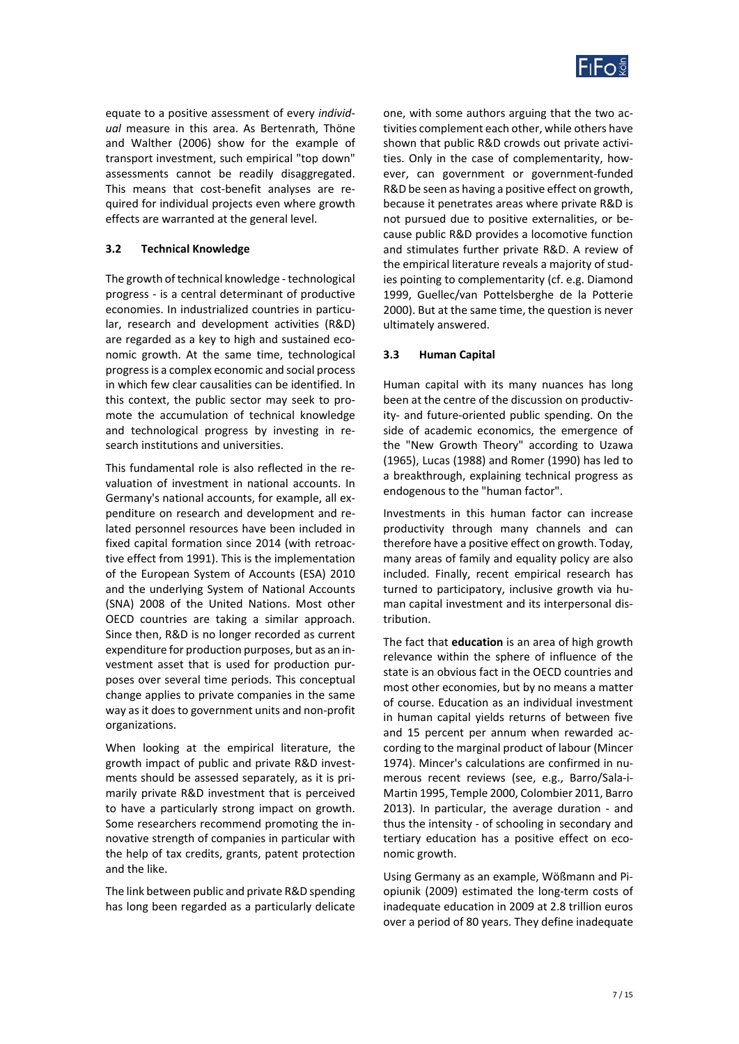equate to a positive assessment of every *individual* measure in this area. As Bertenrath, Thöne and Walther (2006) show for the example of transport investment, such empirical "top down" assessments cannot be readily disaggregated. This means that cost-benefit analyses are required for individual projects even where growth effects are warranted at the general level.

### 3.2 Technical Knowledge

The growth of technical knowledge - technological progress - is a central determinant of productive economies. In industrialized countries in particular, research and development activities (R&D) are regarded as a key to high and sustained economic growth. At the same time, technological progress is a complex economic and social process in which few clear causalities can be identified. In this context, the public sector may seek to promote the accumulation of technical knowledge and technological progress by investing in research institutions and universities.

This fundamental role is also reflected in the revaluation of investment in national accounts. In Germany's national accounts, for example, all expenditure on research and development and related personnel resources have been included in fixed capital formation since 2014 (with retroactive effect from 1991). This is the implementation of the European System of Accounts (ESA) 2010 and the underlying System of National Accounts (SNA) 2008 of the United Nations. Most other OECD countries are taking a similar approach. Since then, R&D is no longer recorded as current expenditure for production purposes, but as an investment asset that is used for production purposes over several time periods. This conceptual change applies to private companies in the same way as it does to government units and non-profit organizations.

When looking at the empirical literature, the growth impact of public and private R&D investments should be assessed separately, as it is primarily private R&D investment that is perceived to have a particularly strong impact on growth. Some researchers recommend promoting the innovative strength of companies in particular with the help of tax credits, grants, patent protection and the like.

The link between public and private R&D spending has long been regarded as a particularly delicate one, with some authors arguing that the two activities complement each other, while others have shown that public R&D crowds out private activities. Only in the case of complementarity, however, can government or government-funded R&D be seen as having a positive effect on growth, because it penetrates areas where private R&D is not pursued due to positive externalities, or because public R&D provides a locomotive function and stimulates further private R&D. A review of the empirical literature reveals a majority of studies pointing to complementarity (cf. e.g. Diamond 1999, Guellec/van Pottelsberghe de la Potterie 2000). But at the same time, the question is never ultimately answered.

### 3.3 Human Capital

Human capital with its many nuances has long been at the centre of the discussion on productivity- and future-oriented public spending. On the side of academic economics, the emergence of the "New Growth Theory" according to Uzawa (1965), Lucas (1988) and Romer (1990) has led to a breakthrough, explaining technical progress as endogenous to the "human factor".

Investments in this human factor can increase productivity through many channels and can therefore have a positive effect on growth. Today, many areas of family and equality policy are also included. Finally, recent empirical research has turned to participatory, inclusive growth via human capital investment and its interpersonal distribution.

The fact that **education** is an area of high growth relevance within the sphere of influence of the state is an obvious fact in the OECD countries and most other economies, but by no means a matter of course. Education as an individual investment in human capital yields returns of between five and 15 percent per annum when rewarded according to the marginal product of labour (Mincer 1974). Mincer's calculations are confirmed in numerous recent reviews (see, e.g., Barro/Sala-i-Martin 1995, Temple 2000, Colombier 2011, Barro 2013). In particular, the average duration - and thus the intensity - of schooling in secondary and tertiary education has a positive effect on economic growth.

Using Germany as an example, Wößmann and Piopiunik (2009) estimated the long-term costs of inadequate education in 2009 at 2.8 trillion euros over a period of 80 years. They define inadequate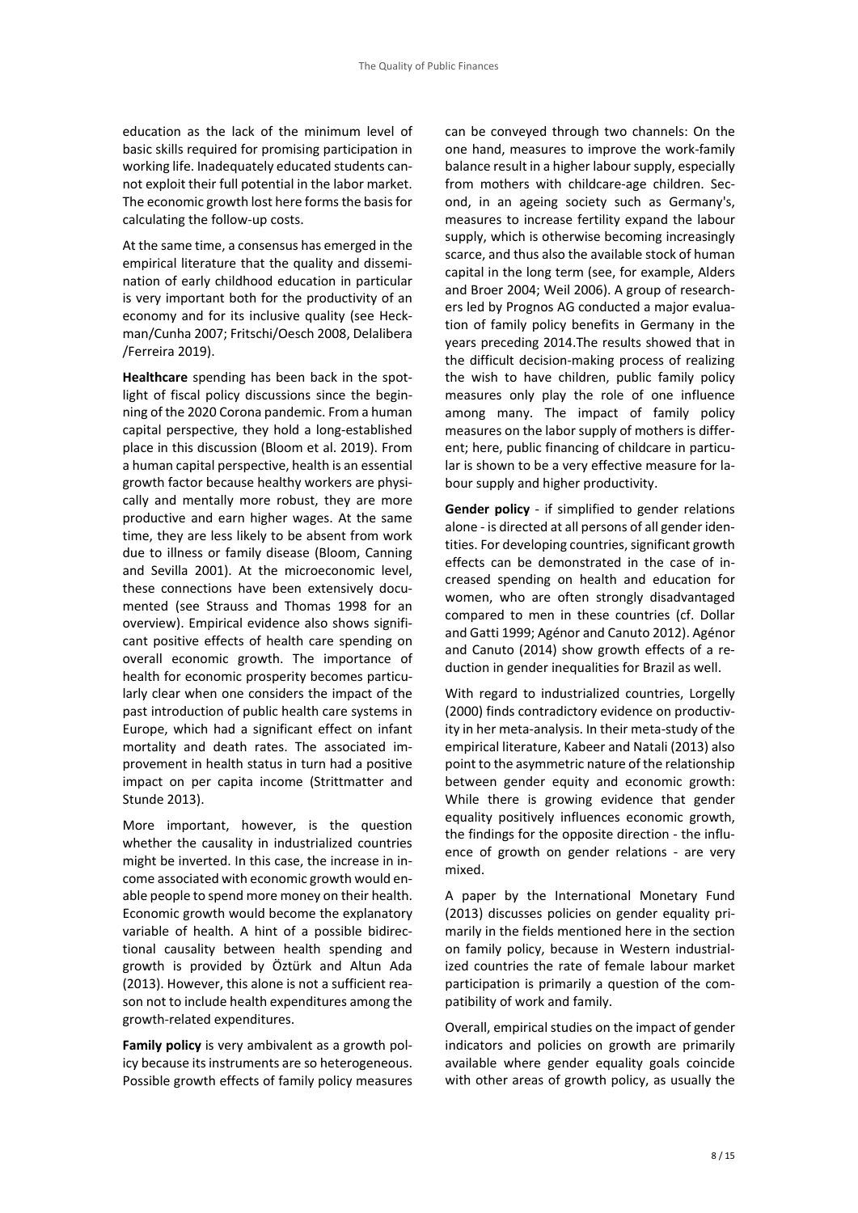education as the lack of the minimum level of basic skills required for promising participation in working life. Inadequately educated students cannot exploit their full potential in the labor market. The economic growth lost here forms the basis for calculating the follow-up costs.

At the same time, a consensus has emerged in the empirical literature that the quality and dissemination of early childhood education in particular is very important both for the productivity of an economy and for its inclusive quality (see Heckman/Cunha 2007; Fritschi/Oesch 2008, Delalibera /Ferreira 2019).

**Healthcare** spending has been back in the spotlight of fiscal policy discussions since the beginning of the 2020 Corona pandemic. From a human capital perspective, they hold a long-established place in this discussion (Bloom et al. 2019). From a human capital perspective, health is an essential growth factor because healthy workers are physically and mentally more robust, they are more productive and earn higher wages. At the same time, they are less likely to be absent from work due to illness or family disease (Bloom, Canning and Sevilla 2001). At the microeconomic level, these connections have been extensively documented (see Strauss and Thomas 1998 for an overview). Empirical evidence also shows significant positive effects of health care spending on overall economic growth. The importance of health for economic prosperity becomes particularly clear when one considers the impact of the past introduction of public health care systems in Europe, which had a significant effect on infant mortality and death rates. The associated improvement in health status in turn had a positive impact on per capita income (Strittmatter and Stunde 2013).

More important, however, is the question whether the causality in industrialized countries might be inverted. In this case, the increase in income associated with economic growth would enable people to spend more money on their health. Economic growth would become the explanatory variable of health. A hint of a possible bidirectional causality between health spending and growth is provided by Öztürk and Altun Ada (2013). However, this alone is not a sufficient reason not to include health expenditures among the growth-related expenditures.

**Family policy** is very ambivalent as a growth policy because its instruments are so heterogeneous. Possible growth effects of family policy measures can be conveyed through two channels: On the one hand, measures to improve the work-family balance result in a higher labour supply, especially from mothers with childcare-age children. Second, in an ageing society such as Germany's, measures to increase fertility expand the labour supply, which is otherwise becoming increasingly scarce, and thus also the available stock of human capital in the long term (see, for example, Alders and Broer 2004; Weil 2006). A group of researchers led by Prognos AG conducted a major evaluation of family policy benefits in Germany in the years preceding 2014.The results showed that in the difficult decision-making process of realizing the wish to have children, public family policy measures only play the role of one influence among many. The impact of family policy measures on the labor supply of mothers is different; here, public financing of childcare in particular is shown to be a very effective measure for labour supply and higher productivity.

**Gender policy** - if simplified to gender relations alone - is directed at all persons of all gender identities. For developing countries, significant growth effects can be demonstrated in the case of increased spending on health and education for women, who are often strongly disadvantaged compared to men in these countries (cf. Dollar and Gatti 1999; Agénor and Canuto 2012). Agénor and Canuto (2014) show growth effects of a reduction in gender inequalities for Brazil as well.

With regard to industrialized countries, Lorgelly (2000) finds contradictory evidence on productivity in her meta-analysis. In their meta-study of the empirical literature, Kabeer and Natali (2013) also point to the asymmetric nature of the relationship between gender equity and economic growth: While there is growing evidence that gender equality positively influences economic growth, the findings for the opposite direction - the influence of growth on gender relations - are very mixed.

A paper by the International Monetary Fund (2013) discusses policies on gender equality primarily in the fields mentioned here in the section on family policy, because in Western industrialized countries the rate of female labour market participation is primarily a question of the compatibility of work and family.

Overall, empirical studies on the impact of gender indicators and policies on growth are primarily available where gender equality goals coincide with other areas of growth policy, as usually the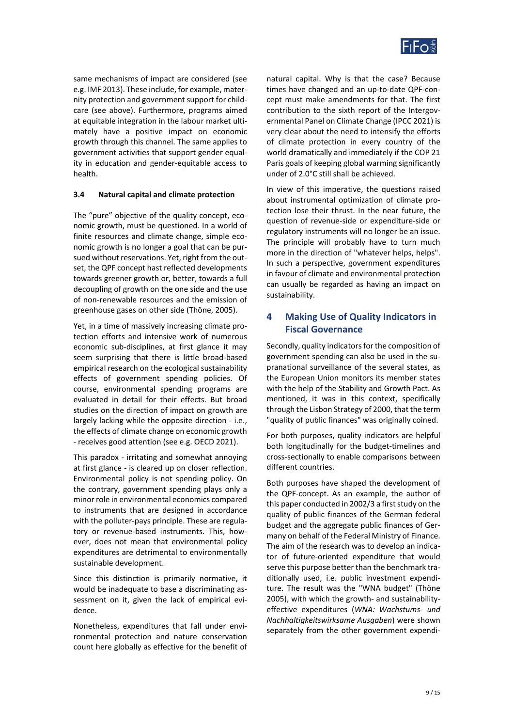same mechanisms of impact are considered (see e.g. IMF 2013). These include, for example, maternity protection and government support for childcare (see above). Furthermore, programs aimed at equitable integration in the labour market ultimately have a positive impact on economic growth through this channel. The same applies to government activities that support gender equality in education and gender-equitable access to health.

### 3.4 Natural capital and climate protection

The "pure" objective of the quality concept, economic growth, must be questioned. In a world of finite resources and climate change, simple economic growth is no longer a goal that can be pursued without reservations. Yet, right from the outset, the QPF concept hast reflected developments towards greener growth or, better, towards a full decoupling of growth on the one side and the use of non-renewable resources and the emission of greenhouse gases on other side (Thöne, 2005).

Yet, in a time of massively increasing climate protection efforts and intensive work of numerous economic sub-disciplines, at first glance it may seem surprising that there is little broad-based empirical research on the ecological sustainability effects of government spending policies. Of course, environmental spending programs are evaluated in detail for their effects. But broad studies on the direction of impact on growth are largely lacking while the opposite direction - i.e., the effects of climate change on economic growth - receives good attention (see e.g. OECD 2021).

This paradox - irritating and somewhat annoying at first glance - is cleared up on closer reflection. Environmental policy is not spending policy. On the contrary, government spending plays only a minor role in environmental economics compared to instruments that are designed in accordance with the polluter-pays principle. These are regulatory or revenue-based instruments. This, however, does not mean that environmental policy expenditures are detrimental to environmentally sustainable development.

Since this distinction is primarily normative, it would be inadequate to base a discriminating assessment on it, given the lack of empirical evidence.

Nonetheless, expenditures that fall under environmental protection and nature conservation count here globally as effective for the benefit of natural capital. Why is that the case? Because times have changed and an up-to-date QPF-concept must make amendments for that. The first contribution to the sixth report of the Intergovernmental Panel on Climate Change (IPCC 2021) is very clear about the need to intensify the efforts of climate protection in every country of the world dramatically and immediately if the COP 21 Paris goals of keeping global warming significantly under of 2.0°C still shall be achieved.

In view of this imperative, the questions raised about instrumental optimization of climate protection lose their thrust. In the near future, the question of revenue-side or expenditure-side or regulatory instruments will no longer be an issue. The principle will probably have to turn much more in the direction of "whatever helps, helps". In such a perspective, government expenditures in favour of climate and environmental protection can usually be regarded as having an impact on sustainability.

## 4 Making Use of Quality Indicators in Fiscal Governance

Secondly, quality indicators for the composition of government spending can also be used in the supranational surveillance of the several states, as the European Union monitors its member states with the help of the Stability and Growth Pact. As mentioned, it was in this context, specifically through the Lisbon Strategy of 2000, that the term "quality of public finances" was originally coined.

For both purposes, quality indicators are helpful both longitudinally for the budget-timelines and cross-sectionally to enable comparisons between different countries.

Both purposes have shaped the development of the QPF-concept. As an example, the author of this paper conducted in 2002/3 a first study on the quality of public finances of the German federal budget and the aggregate public finances of Germany on behalf of the Federal Ministry of Finance. The aim of the research was to develop an indicator of future-oriented expenditure that would serve this purpose better than the benchmark traditionally used, i.e. public investment expenditure. The result was the "WNA budget" (Thöne 2005), with which the growth- and sustainability-effective expenditures (*WNA: Wachstums- und Nachhaltigkeitswirksame Ausgaben*) were shown separately from the other government expendi-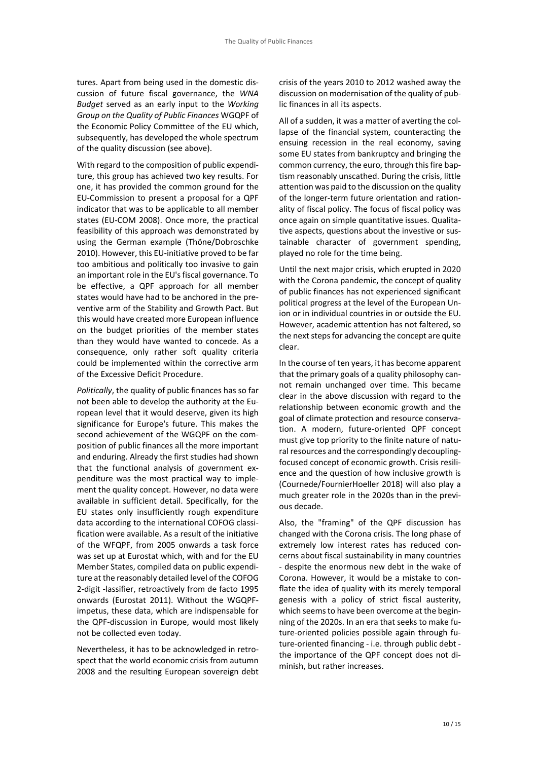tures. Apart from being used in the domestic discussion of future fiscal governance, the *WNA Budget* served as an early input to the *Working Group on the Quality of Public Finances* WGQPF of the Economic Policy Committee of the EU which, subsequently, has developed the whole spectrum of the quality discussion (see above).

With regard to the composition of public expenditure, this group has achieved two key results. For one, it has provided the common ground for the EU-Commission to present a proposal for a QPF indicator that was to be applicable to all member states (EU-COM 2008). Once more, the practical feasibility of this approach was demonstrated by using the German example (Thöne/Dobroschke 2010). However, this EU-initiative proved to be far too ambitious and politically too invasive to gain an important role in the EU's fiscal governance. To be effective, a QPF approach for all member states would have had to be anchored in the preventive arm of the Stability and Growth Pact. But this would have created more European influence on the budget priorities of the member states than they would have wanted to concede. As a consequence, only rather soft quality criteria could be implemented within the corrective arm of the Excessive Deficit Procedure.

*Politically*, the quality of public finances has so far not been able to develop the authority at the European level that it would deserve, given its high significance for Europe's future. This makes the second achievement of the WGQPF on the composition of public finances all the more important and enduring. Already the first studies had shown that the functional analysis of government expenditure was the most practical way to implement the quality concept. However, no data were available in sufficient detail. Specifically, for the EU states only insufficiently rough expenditure data according to the international COFOG classification were available. As a result of the initiative of the WFQPF, from 2005 onwards a task force was set up at Eurostat which, with and for the EU Member States, compiled data on public expenditure at the reasonably detailed level of the COFOG 2-digit -lassifier, retroactively from de facto 1995 onwards (Eurostat 2011). Without the WGQPF-impetus, these data, which are indispensable for the QPF-discussion in Europe, would most likely not be collected even today.

Nevertheless, it has to be acknowledged in retrospect that the world economic crisis from autumn 2008 and the resulting European sovereign debt crisis of the years 2010 to 2012 washed away the discussion on modernisation of the quality of public finances in all its aspects.

All of a sudden, it was a matter of averting the collapse of the financial system, counteracting the ensuing recession in the real economy, saving some EU states from bankruptcy and bringing the common currency, the euro, through this fire baptism reasonably unscathed. During the crisis, little attention was paid to the discussion on the quality of the longer-term future orientation and rationality of fiscal policy. The focus of fiscal policy was once again on simple quantitative issues. Qualitative aspects, questions about the investive or sustainable character of government spending, played no role for the time being.

Until the next major crisis, which erupted in 2020 with the Corona pandemic, the concept of quality of public finances has not experienced significant political progress at the level of the European Union or in individual countries in or outside the EU. However, academic attention has not faltered, so the next steps for advancing the concept are quite clear.

In the course of ten years, it has become apparent that the primary goals of a quality philosophy cannot remain unchanged over time. This became clear in the above discussion with regard to the relationship between economic growth and the goal of climate protection and resource conservation. A modern, future-oriented QPF concept must give top priority to the finite nature of natural resources and the correspondingly decoupling-focused concept of economic growth. Crisis resilience and the question of how inclusive growth is (Cournede/FournierHoeller 2018) will also play a much greater role in the 2020s than in the previous decade.

Also, the "framing" of the QPF discussion has changed with the Corona crisis. The long phase of extremely low interest rates has reduced concerns about fiscal sustainability in many countries - despite the enormous new debt in the wake of Corona. However, it would be a mistake to conflate the idea of quality with its merely temporal genesis with a policy of strict fiscal austerity, which seems to have been overcome at the beginning of the 2020s. In an era that seeks to make future-oriented policies possible again through future-oriented financing - i.e. through public debt - the importance of the QPF concept does not diminish, but rather increases.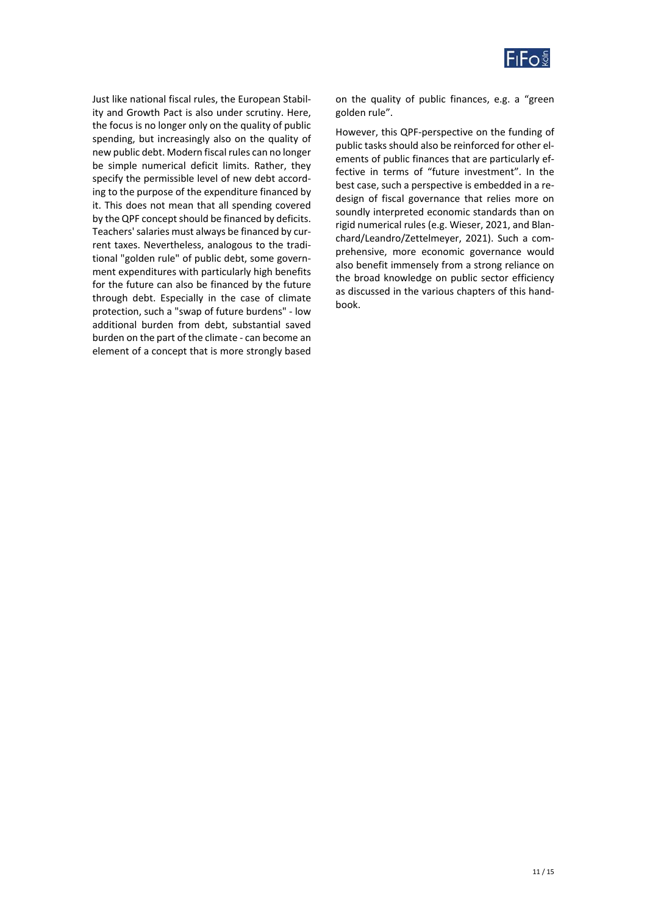Just like national fiscal rules, the European Stability and Growth Pact is also under scrutiny. Here, the focus is no longer only on the quality of public spending, but increasingly also on the quality of new public debt. Modern fiscal rules can no longer be simple numerical deficit limits. Rather, they specify the permissible level of new debt according to the purpose of the expenditure financed by it. This does not mean that all spending covered by the QPF concept should be financed by deficits. Teachers' salaries must always be financed by current taxes. Nevertheless, analogous to the traditional "golden rule" of public debt, some government expenditures with particularly high benefits for the future can also be financed by the future through debt. Especially in the case of climate protection, such a "swap of future burdens" - low additional burden from debt, substantial saved burden on the part of the climate - can become an element of a concept that is more strongly based on the quality of public finances, e.g. a "green golden rule".

However, this QPF-perspective on the funding of public tasks should also be reinforced for other elements of public finances that are particularly effective in terms of "future investment". In the best case, such a perspective is embedded in a redesign of fiscal governance that relies more on soundly interpreted economic standards than on rigid numerical rules (e.g. Wieser, 2021, and Blanchard/Leandro/Zettelmeyer, 2021). Such a comprehensive, more economic governance would also benefit immensely from a strong reliance on the broad knowledge on public sector efficiency as discussed in the various chapters of this handbook.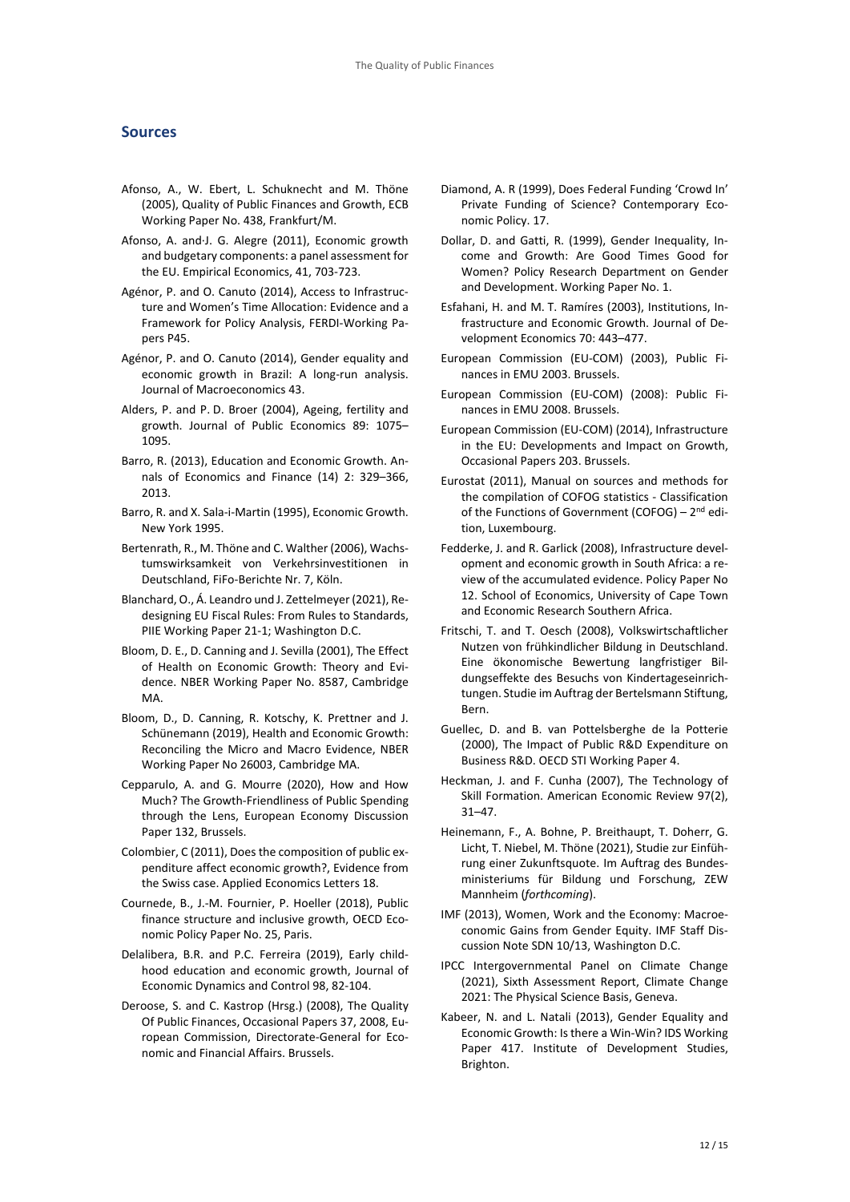## Sources

Afonso, A., W. Ebert, L. Schuknecht and M. Thöne (2005), Quality of Public Finances and Growth, ECB Working Paper No. 438, Frankfurt/M.

Afonso, A. and·J. G. Alegre (2011), Economic growth and budgetary components: a panel assessment for the EU. Empirical Economics, 41, 703-723.

Agénor, P. and O. Canuto (2014), Access to Infrastructure and Women's Time Allocation: Evidence and a Framework for Policy Analysis, FERDI-Working Papers P45.

Agénor, P. and O. Canuto (2014), Gender equality and economic growth in Brazil: A long-run analysis. Journal of Macroeconomics 43.

Alders, P. and P. D. Broer (2004), Ageing, fertility and growth. Journal of Public Economics 89: 1075–1095.

Barro, R. (2013), Education and Economic Growth. Annals of Economics and Finance (14) 2: 329–366, 2013.

Barro, R. and X. Sala-i-Martin (1995), Economic Growth. New York 1995.

Bertenrath, R., M. Thöne and C. Walther (2006), Wachstumswirksamkeit von Verkehrsinvestitionen in Deutschland, FiFo-Berichte Nr. 7, Köln.

Blanchard, O., Á. Leandro und J. Zettelmeyer (2021), Redesigning EU Fiscal Rules: From Rules to Standards, PIIE Working Paper 21-1; Washington D.C.

Bloom, D. E., D. Canning and J. Sevilla (2001), The Effect of Health on Economic Growth: Theory and Evidence. NBER Working Paper No. 8587, Cambridge MA.

Bloom, D., D. Canning, R. Kotschy, K. Prettner and J. Schünemann (2019), Health and Economic Growth: Reconciling the Micro and Macro Evidence, NBER Working Paper No 26003, Cambridge MA.

Cepparulo, A. and G. Mourre (2020), How and How Much? The Growth-Friendliness of Public Spending through the Lens, European Economy Discussion Paper 132, Brussels.

Colombier, C (2011), Does the composition of public expenditure affect economic growth?, Evidence from the Swiss case. Applied Economics Letters 18.

Cournede, B., J.-M. Fournier, P. Hoeller (2018), Public finance structure and inclusive growth, OECD Economic Policy Paper No. 25, Paris.

Delalibera, B.R. and P.C. Ferreira (2019), Early childhood education and economic growth, Journal of Economic Dynamics and Control 98, 82-104.

Deroose, S. and C. Kastrop (Hrsg.) (2008), The Quality Of Public Finances, Occasional Papers 37, 2008, European Commission, Directorate-General for Economic and Financial Affairs. Brussels.

Diamond, A. R (1999), Does Federal Funding 'Crowd In' Private Funding of Science? Contemporary Economic Policy. 17.

Dollar, D. and Gatti, R. (1999), Gender Inequality, Income and Growth: Are Good Times Good for Women? Policy Research Department on Gender and Development. Working Paper No. 1.

Esfahani, H. and M. T. Ramíres (2003), Institutions, Infrastructure and Economic Growth. Journal of Development Economics 70: 443–477.

European Commission (EU-COM) (2003), Public Finances in EMU 2003. Brussels.

European Commission (EU-COM) (2008): Public Finances in EMU 2008. Brussels.

European Commission (EU-COM) (2014), Infrastructure in the EU: Developments and Impact on Growth, Occasional Papers 203. Brussels.

Eurostat (2011), Manual on sources and methods for the compilation of COFOG statistics - Classification of the Functions of Government (COFOG) – 2nd edition, Luxembourg.

Fedderke, J. and R. Garlick (2008), Infrastructure development and economic growth in South Africa: a review of the accumulated evidence. Policy Paper No 12. School of Economics, University of Cape Town and Economic Research Southern Africa.

Fritschi, T. and T. Oesch (2008), Volkswirtschaftlicher Nutzen von frühkindlicher Bildung in Deutschland. Eine ökonomische Bewertung langfristiger Bildungseffekte des Besuchs von Kindertageseinrichtungen. Studie im Auftrag der Bertelsmann Stiftung, Bern.

Guellec, D. and B. van Pottelsberghe de la Potterie (2000), The Impact of Public R&D Expenditure on Business R&D. OECD STI Working Paper 4.

Heckman, J. and F. Cunha (2007), The Technology of Skill Formation. American Economic Review 97(2), 31–47.

Heinemann, F., A. Bohne, P. Breithaupt, T. Doherr, G. Licht, T. Niebel, M. Thöne (2021), Studie zur Einführung einer Zukunftsquote. Im Auftrag des Bundesministeriums für Bildung und Forschung, ZEW Mannheim (*forthcoming*).

IMF (2013), Women, Work and the Economy: Macroeconomic Gains from Gender Equity. IMF Staff Discussion Note SDN 10/13, Washington D.C.

IPCC Intergovernmental Panel on Climate Change (2021), Sixth Assessment Report, Climate Change 2021: The Physical Science Basis, Geneva.

Kabeer, N. and L. Natali (2013), Gender Equality and Economic Growth: Is there a Win-Win? IDS Working Paper 417. Institute of Development Studies, Brighton.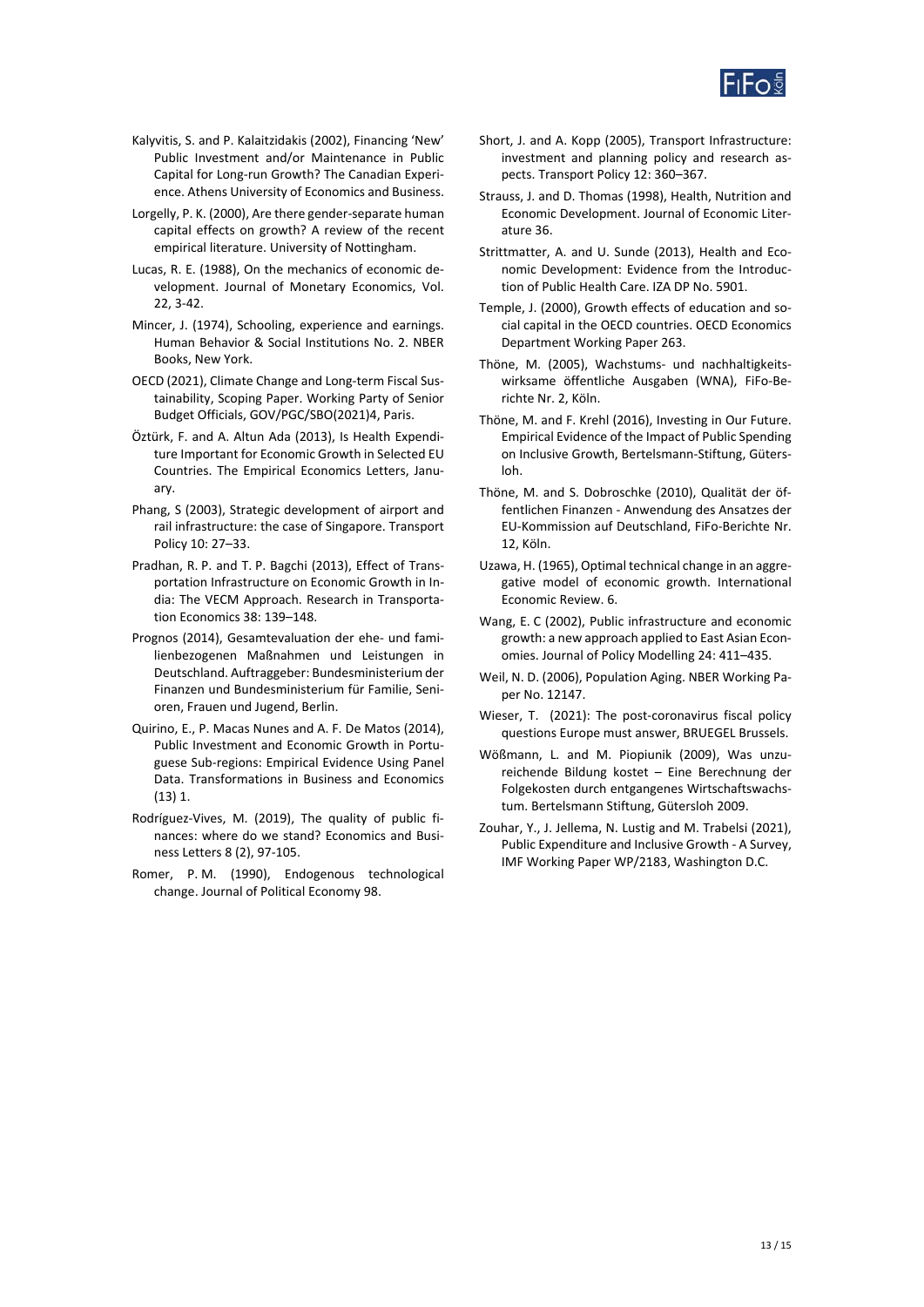Kalyvitis, S. and P. Kalaitzidakis (2002), Financing 'New' Public Investment and/or Maintenance in Public Capital for Long-run Growth? The Canadian Experience. Athens University of Economics and Business.

Lorgelly, P. K. (2000), Are there gender-separate human capital effects on growth? A review of the recent empirical literature. University of Nottingham.

Lucas, R. E. (1988), On the mechanics of economic development. Journal of Monetary Economics, Vol. 22, 3-42.

Mincer, J. (1974), Schooling, experience and earnings. Human Behavior & Social Institutions No. 2. NBER Books, New York.

OECD (2021), Climate Change and Long-term Fiscal Sustainability, Scoping Paper. Working Party of Senior Budget Officials, GOV/PGC/SBO(2021)4, Paris.

Öztürk, F. and A. Altun Ada (2013), Is Health Expenditure Important for Economic Growth in Selected EU Countries. The Empirical Economics Letters, January.

Phang, S (2003), Strategic development of airport and rail infrastructure: the case of Singapore. Transport Policy 10: 27–33.

Pradhan, R. P. and T. P. Bagchi (2013), Effect of Transportation Infrastructure on Economic Growth in India: The VECM Approach. Research in Transportation Economics 38: 139–148.

Prognos (2014), Gesamtevaluation der ehe- und familienbezogenen Maßnahmen und Leistungen in Deutschland. Auftraggeber: Bundesministerium der Finanzen und Bundesministerium für Familie, Senioren, Frauen und Jugend, Berlin.

Quirino, E., P. Macas Nunes and A. F. De Matos (2014), Public Investment and Economic Growth in Portuguese Sub-regions: Empirical Evidence Using Panel Data. Transformations in Business and Economics (13) 1.

Rodríguez-Vives, M. (2019), The quality of public finances: where do we stand? Economics and Business Letters 8 (2), 97-105.

Romer, P. M. (1990), Endogenous technological change. Journal of Political Economy 98.

Short, J. and A. Kopp (2005), Transport Infrastructure: investment and planning policy and research aspects. Transport Policy 12: 360–367.

Strauss, J. and D. Thomas (1998), Health, Nutrition and Economic Development. Journal of Economic Literature 36.

Strittmatter, A. and U. Sunde (2013), Health and Economic Development: Evidence from the Introduction of Public Health Care. IZA DP No. 5901.

Temple, J. (2000), Growth effects of education and social capital in the OECD countries. OECD Economics Department Working Paper 263.

Thöne, M. (2005), Wachstums- und nachhaltigkeitswirksame öffentliche Ausgaben (WNA), FiFo-Berichte Nr. 2, Köln.

Thöne, M. and F. Krehl (2016), Investing in Our Future. Empirical Evidence of the Impact of Public Spending on Inclusive Growth, Bertelsmann-Stiftung, Gütersloh.

Thöne, M. and S. Dobroschke (2010), Qualität der öffentlichen Finanzen - Anwendung des Ansatzes der EU-Kommission auf Deutschland, FiFo-Berichte Nr. 12, Köln.

Uzawa, H. (1965), Optimal technical change in an aggregative model of economic growth. International Economic Review. 6.

Wang, E. C (2002), Public infrastructure and economic growth: a new approach applied to East Asian Economies. Journal of Policy Modelling 24: 411–435.

Weil, N. D. (2006), Population Aging. NBER Working Paper No. 12147.

Wieser, T. (2021): The post-coronavirus fiscal policy questions Europe must answer, BRUEGEL Brussels.

Wößmann, L. and M. Piopiunik (2009), Was unzureichende Bildung kostet – Eine Berechnung der Folgekosten durch entgangenes Wirtschaftswachstum. Bertelsmann Stiftung, Gütersloh 2009.

Zouhar, Y., J. Jellema, N. Lustig and M. Trabelsi (2021), Public Expenditure and Inclusive Growth - A Survey, IMF Working Paper WP/2183, Washington D.C.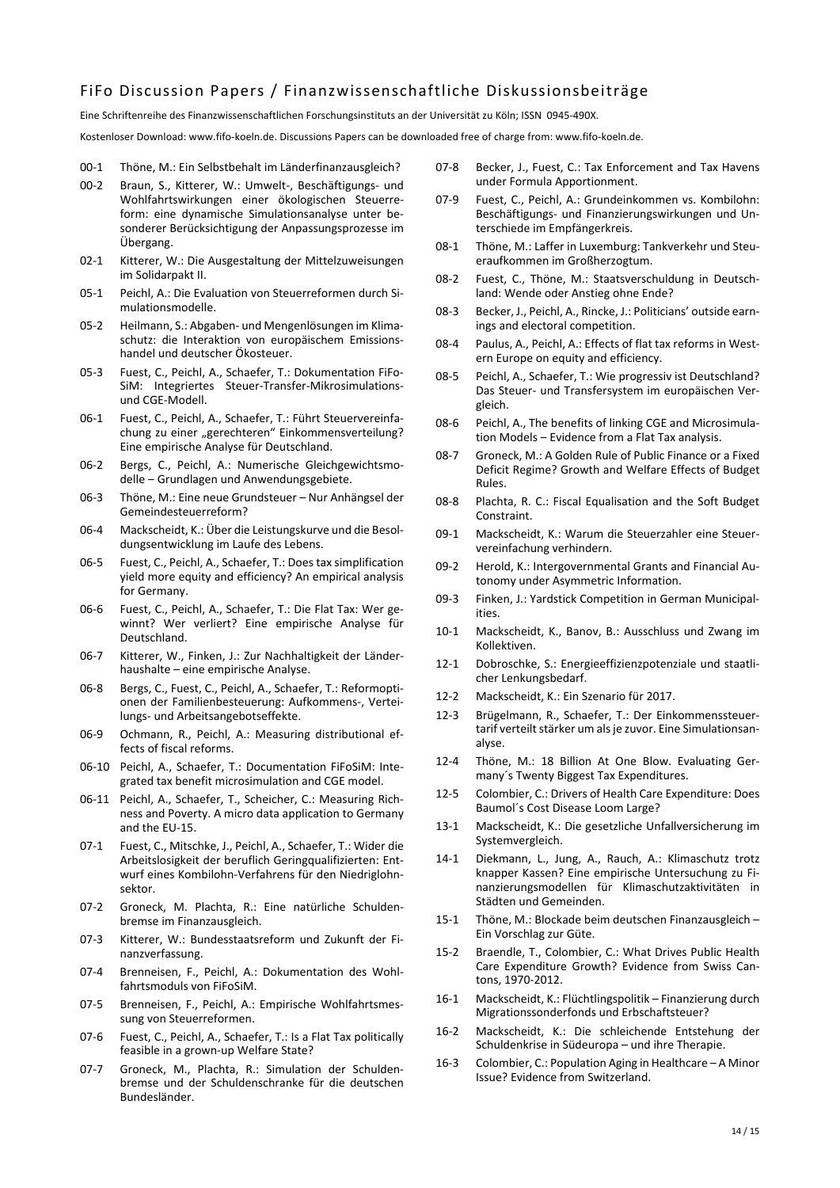# FiFo Discussion Papers / Finanzwissenschaftliche Diskussionsbeiträge

Eine Schriftenreihe des Finanzwissenschaftlichen Forschungsinstituts an der Universität zu Köln; ISSN 0945-490X.

Kostenloser Download: www.fifo-koeln.de. Discussions Papers can be downloaded free of charge from: www.fifo-koeln.de.

- 00-1 Thöne, M.: Ein Selbstbehalt im Länderfinanzausgleich?
- 00-2 Braun, S., Kitterer, W.: Umwelt-, Beschäftigungs- und Wohlfahrtswirkungen einer ökologischen Steuerreform: eine dynamische Simulationsanalyse unter besonderer Berücksichtigung der Anpassungsprozesse im Übergang.
- 02-1 Kitterer, W.: Die Ausgestaltung der Mittelzuweisungen im Solidarpakt II.
- 05-1 Peichl, A.: Die Evaluation von Steuerreformen durch Simulationsmodelle.
- 05-2 Heilmann, S.: Abgaben- und Mengenlösungen im Klimaschutz: die Interaktion von europäischem Emissionshandel und deutscher Ökosteuer.
- 05-3 Fuest, C., Peichl, A., Schaefer, T.: Dokumentation FiFo-SiM: Integriertes Steuer-Transfer-Mikrosimulations- und CGE-Modell.
- 06-1 Fuest, C., Peichl, A., Schaefer, T.: Führt Steuervereinfachung zu einer „gerechteren" Einkommensverteilung? Eine empirische Analyse für Deutschland.
- 06-2 Bergs, C., Peichl, A.: Numerische Gleichgewichtsmodelle – Grundlagen und Anwendungsgebiete.
- 06-3 Thöne, M.: Eine neue Grundsteuer – Nur Anhängsel der Gemeindesteuerreform?
- 06-4 Mackscheidt, K.: Über die Leistungskurve und die Besoldungsentwicklung im Laufe des Lebens.
- 06-5 Fuest, C., Peichl, A., Schaefer, T.: Does tax simplification yield more equity and efficiency? An empirical analysis for Germany.
- 06-6 Fuest, C., Peichl, A., Schaefer, T.: Die Flat Tax: Wer gewinnt? Wer verliert? Eine empirische Analyse für Deutschland.
- 06-7 Kitterer, W., Finken, J.: Zur Nachhaltigkeit der Länderhaushalte – eine empirische Analyse.
- 06-8 Bergs, C., Fuest, C., Peichl, A., Schaefer, T.: Reformoptionen der Familienbesteuerung: Aufkommens-, Verteilungs- und Arbeitsangebotseffekte.
- 06-9 Ochmann, R., Peichl, A.: Measuring distributional effects of fiscal reforms.
- 06-10 Peichl, A., Schaefer, T.: Documentation FiFoSiM: Integrated tax benefit microsimulation and CGE model.
- 06-11 Peichl, A., Schaefer, T., Scheicher, C.: Measuring Richness and Poverty. A micro data application to Germany and the EU-15.
- 07-1 Fuest, C., Mitschke, J., Peichl, A., Schaefer, T.: Wider die Arbeitslosigkeit der beruflich Geringqualifizierten: Entwurf eines Kombilohn-Verfahrens für den Niedriglohnsektor.
- 07-2 Groneck, M. Plachta, R.: Eine natürliche Schuldenbremse im Finanzausgleich.
- 07-3 Kitterer, W.: Bundesstaatsreform und Zukunft der Finanzverfassung.
- 07-4 Brenneisen, F., Peichl, A.: Dokumentation des Wohlfahrtsmoduls von FiFoSiM.
- 07-5 Brenneisen, F., Peichl, A.: Empirische Wohlfahrtsmessung von Steuerreformen.
- 07-6 Fuest, C., Peichl, A., Schaefer, T.: Is a Flat Tax politically feasible in a grown-up Welfare State?
- 07-7 Groneck, M., Plachta, R.: Simulation der Schuldenbremse und der Schuldenschranke für die deutschen Bundesländer.
- 07-8 Becker, J., Fuest, C.: Tax Enforcement and Tax Havens under Formula Apportionment.
- 07-9 Fuest, C., Peichl, A.: Grundeinkommen vs. Kombilohn: Beschäftigungs- und Finanzierungswirkungen und Unterschiede im Empfängerkreis.
- 08-1 Thöne, M.: Laffer in Luxemburg: Tankverkehr und Steueraufkommen im Großherzogtum.
- 08-2 Fuest, C., Thöne, M.: Staatsverschuldung in Deutschland: Wende oder Anstieg ohne Ende?
- 08-3 Becker, J., Peichl, A., Rincke, J.: Politicians' outside earnings and electoral competition.
- 08-4 Paulus, A., Peichl, A.: Effects of flat tax reforms in Western Europe on equity and efficiency.
- 08-5 Peichl, A., Schaefer, T.: Wie progressiv ist Deutschland? Das Steuer- und Transfersystem im europäischen Vergleich.
- 08-6 Peichl, A., The benefits of linking CGE and Microsimulation Models – Evidence from a Flat Tax analysis.
- 08-7 Groneck, M.: A Golden Rule of Public Finance or a Fixed Deficit Regime? Growth and Welfare Effects of Budget Rules.
- 08-8 Plachta, R. C.: Fiscal Equalisation and the Soft Budget Constraint.
- 09-1 Mackscheidt, K.: Warum die Steuerzahler eine Steuervereinfachung verhindern.
- 09-2 Herold, K.: Intergovernmental Grants and Financial Autonomy under Asymmetric Information.
- 09-3 Finken, J.: Yardstick Competition in German Municipalities.
- 10-1 Mackscheidt, K., Banov, B.: Ausschluss und Zwang im Kollektiven.
- 12-1 Dobroschke, S.: Energieeffizienzpotenziale und staatlicher Lenkungsbedarf.
- 12-2 Mackscheidt, K.: Ein Szenario für 2017.
- 12-3 Brügelmann, R., Schaefer, T.: Der Einkommensteuertarif verteilt stärker um als je zuvor. Eine Simulationsanalyse.
- 12-4 Thöne, M.: 18 Billion At One Blow. Evaluating Germany´s Twenty Biggest Tax Expenditures.
- 12-5 Colombier, C.: Drivers of Health Care Expenditure: Does Baumol´s Cost Disease Loom Large?
- 13-1 Mackscheidt, K.: Die gesetzliche Unfallversicherung im Systemvergleich.
- 14-1 Diekmann, L., Jung, A., Rauch, A.: Klimaschutz trotz knapper Kassen? Eine empirische Untersuchung zu Finanzierungsmodellen für Klimaschutzaktivitäten in Städten und Gemeinden.
- 15-1 Thöne, M.: Blockade beim deutschen Finanzausgleich – Ein Vorschlag zur Güte.
- 15-2 Braendle, T., Colombier, C.: What Drives Public Health Care Expenditure Growth? Evidence from Swiss Cantons, 1970-2012.
- 16-1 Mackscheidt, K.: Flüchtlingspolitik – Finanzierung durch Migrationssonderfonds und Erbschaftsteuer?
- 16-2 Mackscheidt, K.: Die schleichende Entstehung der Schuldenkrise in Südeuropa – und ihre Therapie.
- 16-3 Colombier, C.: Population Aging in Healthcare – A Minor Issue? Evidence from Switzerland.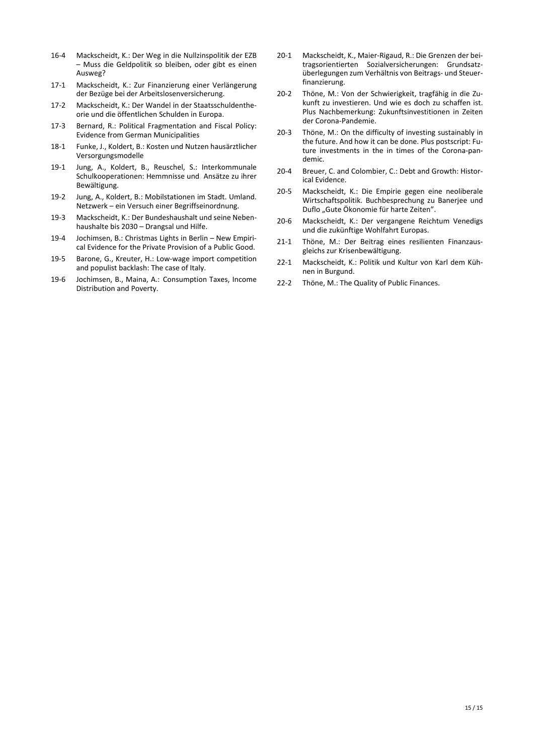16-4 Mackscheidt, K.: Der Weg in die Nullzinspolitik der EZB – Muss die Geldpolitik so bleiben, oder gibt es einen Ausweg?

17-1 Mackscheidt, K.: Zur Finanzierung einer Verlängerung der Bezüge bei der Arbeitslosenversicherung.

17-2 Mackscheidt, K.: Der Wandel in der Staatsschuldentheorie und die öffentlichen Schulden in Europa.

17-3 Bernard, R.: Political Fragmentation and Fiscal Policy: Evidence from German Municipalities

18-1 Funke, J., Koldert, B.: Kosten und Nutzen hausärztlicher Versorgungsmodelle

19-1 Jung, A., Koldert, B., Reuschel, S.: Interkommunale Schulkooperationen: Hemmnisse und Ansätze zu ihrer Bewältigung.

19-2 Jung, A., Koldert, B.: Mobilstationen im Stadt. Umland. Netzwerk – ein Versuch einer Begriffseinordnung.

19-3 Mackscheidt, K.: Der Bundeshaushalt und seine Nebenhaushalte bis 2030 – Drangsal und Hilfe.

19-4 Jochimsen, B.: Christmas Lights in Berlin – New Empirical Evidence for the Private Provision of a Public Good.

19-5 Barone, G., Kreuter, H.: Low-wage import competition and populist backlash: The case of Italy.

19-6 Jochimsen, B., Maina, A.: Consumption Taxes, Income Distribution and Poverty.

20-1 Mackscheidt, K., Maier-Rigaud, R.: Die Grenzen der beitragsorientierten Sozialversicherungen: Grundsatzüberlegungen zum Verhältnis von Beitrags- und Steuerfinanzierung.

20-2 Thöne, M.: Von der Schwierigkeit, tragfähig in die Zukunft zu investieren. Und wie es doch zu schaffen ist. Plus Nachbemerkung: Zukunftsinvestitionen in Zeiten der Corona-Pandemie.

20-3 Thöne, M.: On the difficulty of investing sustainably in the future. And how it can be done. Plus postscript: Future investments in the in times of the Corona-pandemic.

20-4 Breuer, C. and Colombier, C.: Debt and Growth: Historical Evidence.

20-5 Mackscheidt, K.: Die Empirie gegen eine neoliberale Wirtschaftspolitik. Buchbesprechung zu Banerjee und Duflo „Gute Ökonomie für harte Zeiten".

20-6 Mackscheidt, K.: Der vergangene Reichtum Venedigs und die zukünftige Wohlfahrt Europas.

21-1 Thöne, M.: Der Beitrag eines resilienten Finanzausgleichs zur Krisenbewältigung.

22-1 Mackscheidt, K.: Politik und Kultur von Karl dem Kühnen in Burgund.

22-2 Thöne, M.: The Quality of Public Finances.